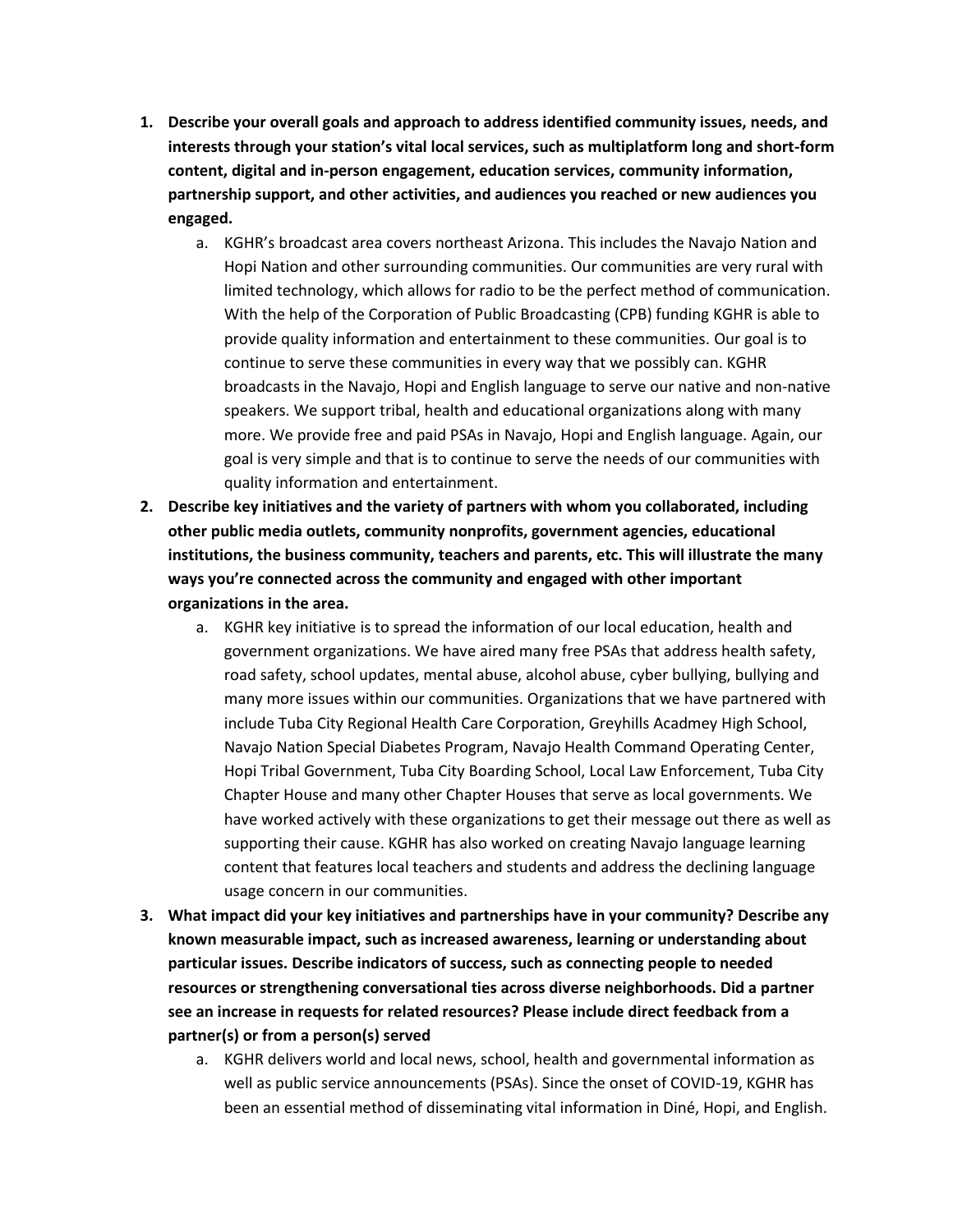1. **Describe your overall goals and approach to address identified community issues, needs, and interests through your station's vital local services, such as multiplatform long and short-form content, digital and in-person engagement, education services, community information, partnership support, and other activities, and audiences you reached or new audiences you engaged.**
    a. KGHR's broadcast area covers northeast Arizona. This includes the Navajo Nation and Hopi Nation and other surrounding communities. Our communities are very rural with limited technology, which allows for radio to be the perfect method of communication. With the help of the Corporation of Public Broadcasting (CPB) funding KGHR is able to provide quality information and entertainment to these communities. Our goal is to continue to serve these communities in every way that we possibly can. KGHR broadcasts in the Navajo, Hopi and English language to serve our native and non-native speakers. We support tribal, health and educational organizations along with many more. We provide free and paid PSAs in Navajo, Hopi and English language. Again, our goal is very simple and that is to continue to serve the needs of our communities with quality information and entertainment.
2. **Describe key initiatives and the variety of partners with whom you collaborated, including other public media outlets, community nonprofits, government agencies, educational institutions, the business community, teachers and parents, etc. This will illustrate the many ways you're connected across the community and engaged with other important organizations in the area.**
    a. KGHR key initiative is to spread the information of our local education, health and government organizations. We have aired many free PSAs that address health safety, road safety, school updates, mental abuse, alcohol abuse, cyber bullying, bullying and many more issues within our communities. Organizations that we have partnered with include Tuba City Regional Health Care Corporation, Greyhills Acadmey High School, Navajo Nation Special Diabetes Program, Navajo Health Command Operating Center, Hopi Tribal Government, Tuba City Boarding School, Local Law Enforcement, Tuba City Chapter House and many other Chapter Houses that serve as local governments. We have worked actively with these organizations to get their message out there as well as supporting their cause. KGHR has also worked on creating Navajo language learning content that features local teachers and students and address the declining language usage concern in our communities.
3. **What impact did your key initiatives and partnerships have in your community? Describe any known measurable impact, such as increased awareness, learning or understanding about particular issues. Describe indicators of success, such as connecting people to needed resources or strengthening conversational ties across diverse neighborhoods. Did a partner see an increase in requests for related resources? Please include direct feedback from a partner(s) or from a person(s) served**
    a. KGHR delivers world and local news, school, health and governmental information as well as public service announcements (PSAs). Since the onset of COVID-19, KGHR has been an essential method of disseminating vital information in Diné, Hopi, and English.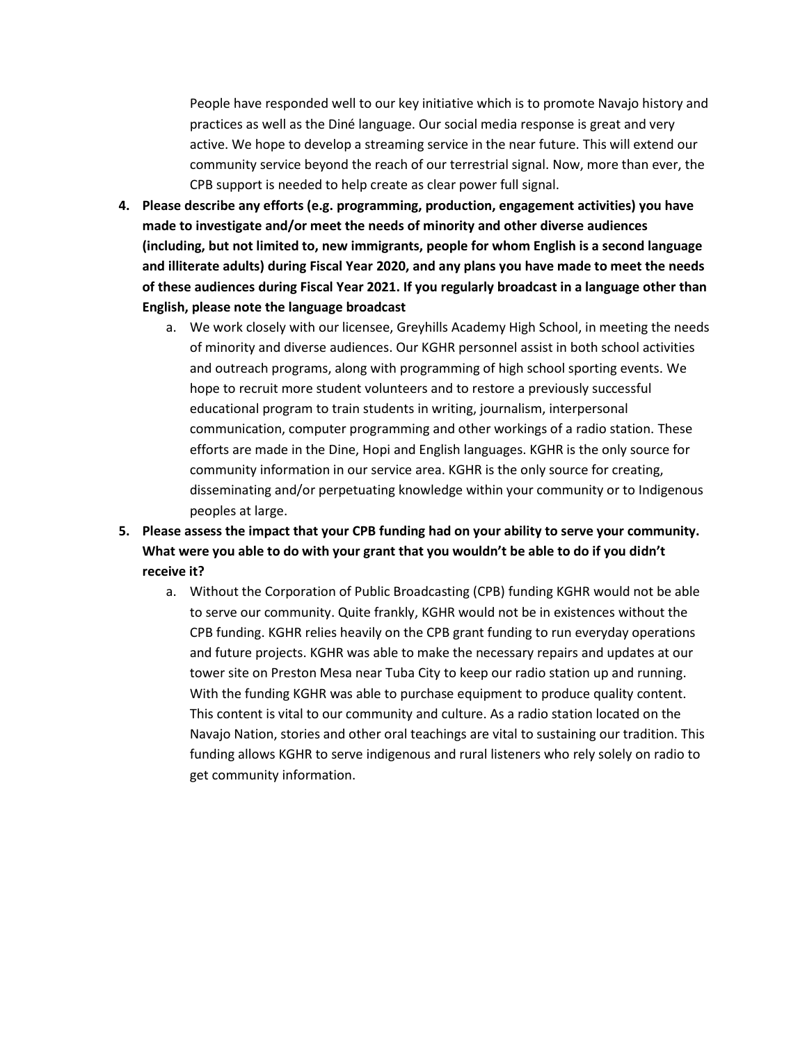People have responded well to our key initiative which is to promote Navajo history and practices as well as the Diné language. Our social media response is great and very active. We hope to develop a streaming service in the near future. This will extend our community service beyond the reach of our terrestrial signal. Now, more than ever, the CPB support is needed to help create as clear power full signal.

4. **Please describe any efforts (e.g. programming, production, engagement activities) you have made to investigate and/or meet the needs of minority and other diverse audiences (including, but not limited to, new immigrants, people for whom English is a second language and illiterate adults) during Fiscal Year 2020, and any plans you have made to meet the needs of these audiences during Fiscal Year 2021. If you regularly broadcast in a language other than English, please note the language broadcast**
   a. We work closely with our licensee, Greyhills Academy High School, in meeting the needs of minority and diverse audiences. Our KGHR personnel assist in both school activities and outreach programs, along with programming of high school sporting events. We hope to recruit more student volunteers and to restore a previously successful educational program to train students in writing, journalism, interpersonal communication, computer programming and other workings of a radio station. These efforts are made in the Dine, Hopi and English languages. KGHR is the only source for community information in our service area. KGHR is the only source for creating, disseminating and/or perpetuating knowledge within your community or to Indigenous peoples at large.

5. **Please assess the impact that your CPB funding had on your ability to serve your community. What were you able to do with your grant that you wouldn't be able to do if you didn't receive it?**
   a. Without the Corporation of Public Broadcasting (CPB) funding KGHR would not be able to serve our community. Quite frankly, KGHR would not be in existences without the CPB funding. KGHR relies heavily on the CPB grant funding to run everyday operations and future projects. KGHR was able to make the necessary repairs and updates at our tower site on Preston Mesa near Tuba City to keep our radio station up and running. With the funding KGHR was able to purchase equipment to produce quality content. This content is vital to our community and culture. As a radio station located on the Navajo Nation, stories and other oral teachings are vital to sustaining our tradition. This funding allows KGHR to serve indigenous and rural listeners who rely solely on radio to get community information.